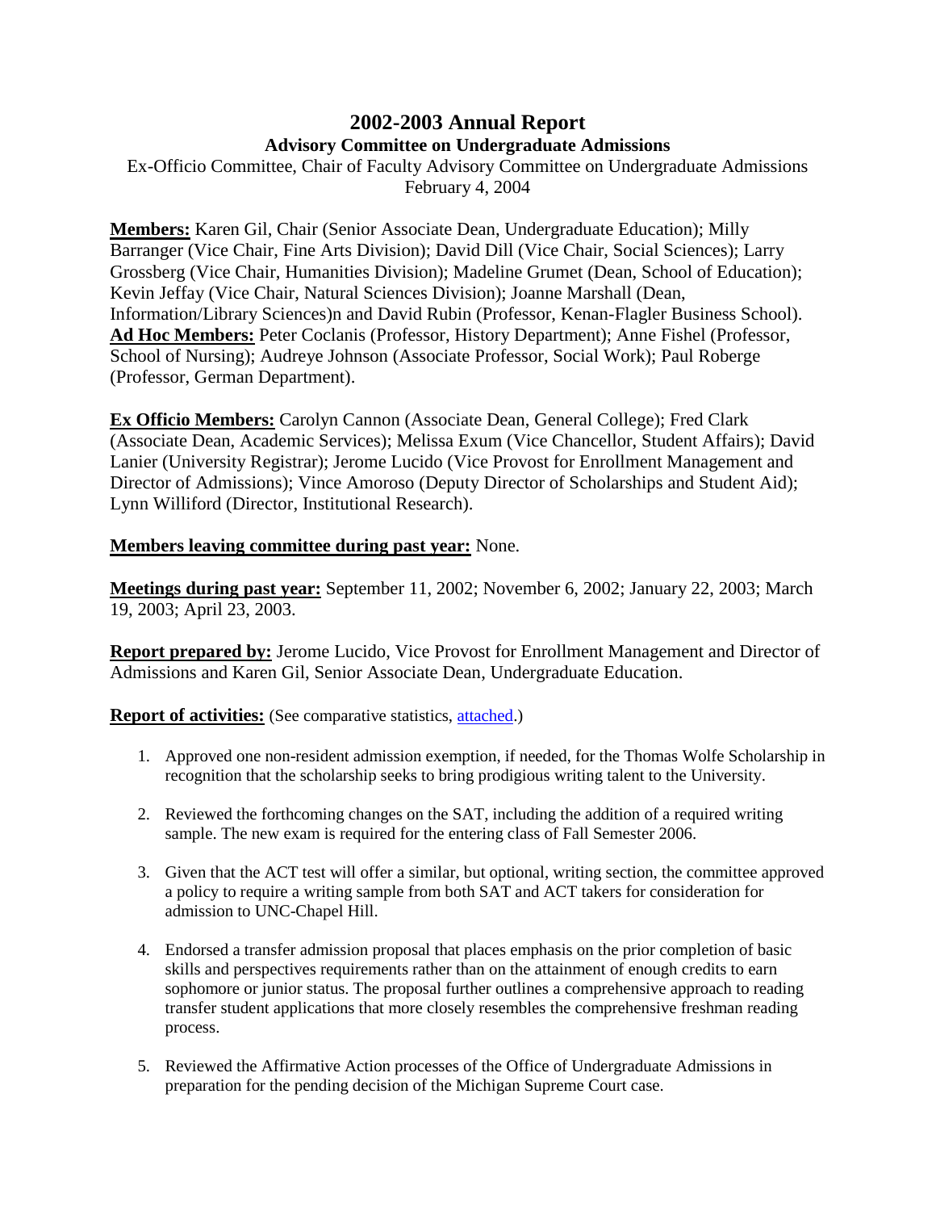# 2002-2003 Annual Report

## Advisory Committee on Undergraduate Admissions

Ex-Officio Committee, Chair of Faculty Advisory Committee on Undergraduate Admissions
February 4, 2004

**Members:** Karen Gil, Chair (Senior Associate Dean, Undergraduate Education); Milly Barranger (Vice Chair, Fine Arts Division); David Dill (Vice Chair, Social Sciences); Larry Grossberg (Vice Chair, Humanities Division); Madeline Grumet (Dean, School of Education); Kevin Jeffay (Vice Chair, Natural Sciences Division); Joanne Marshall (Dean, Information/Library Sciences)n and David Rubin (Professor, Kenan-Flagler Business School).
**Ad Hoc Members:** Peter Coclanis (Professor, History Department); Anne Fishel (Professor, School of Nursing); Audreye Johnson (Associate Professor, Social Work); Paul Roberge (Professor, German Department).

**Ex Officio Members:** Carolyn Cannon (Associate Dean, General College); Fred Clark (Associate Dean, Academic Services); Melissa Exum (Vice Chancellor, Student Affairs); David Lanier (University Registrar); Jerome Lucido (Vice Provost for Enrollment Management and Director of Admissions); Vince Amoroso (Deputy Director of Scholarships and Student Aid); Lynn Williford (Director, Institutional Research).

**Members leaving committee during past year:** None.

**Meetings during past year:** September 11, 2002; November 6, 2002; January 22, 2003; March 19, 2003; April 23, 2003.

**Report prepared by:** Jerome Lucido, Vice Provost for Enrollment Management and Director of Admissions and Karen Gil, Senior Associate Dean, Undergraduate Education.

**Report of activities:** (See comparative statistics, attached.)

1. Approved one non-resident admission exemption, if needed, for the Thomas Wolfe Scholarship in recognition that the scholarship seeks to bring prodigious writing talent to the University.

2. Reviewed the forthcoming changes on the SAT, including the addition of a required writing sample. The new exam is required for the entering class of Fall Semester 2006.

3. Given that the ACT test will offer a similar, but optional, writing section, the committee approved a policy to require a writing sample from both SAT and ACT takers for consideration for admission to UNC-Chapel Hill.

4. Endorsed a transfer admission proposal that places emphasis on the prior completion of basic skills and perspectives requirements rather than on the attainment of enough credits to earn sophomore or junior status. The proposal further outlines a comprehensive approach to reading transfer student applications that more closely resembles the comprehensive freshman reading process.

5. Reviewed the Affirmative Action processes of the Office of Undergraduate Admissions in preparation for the pending decision of the Michigan Supreme Court case.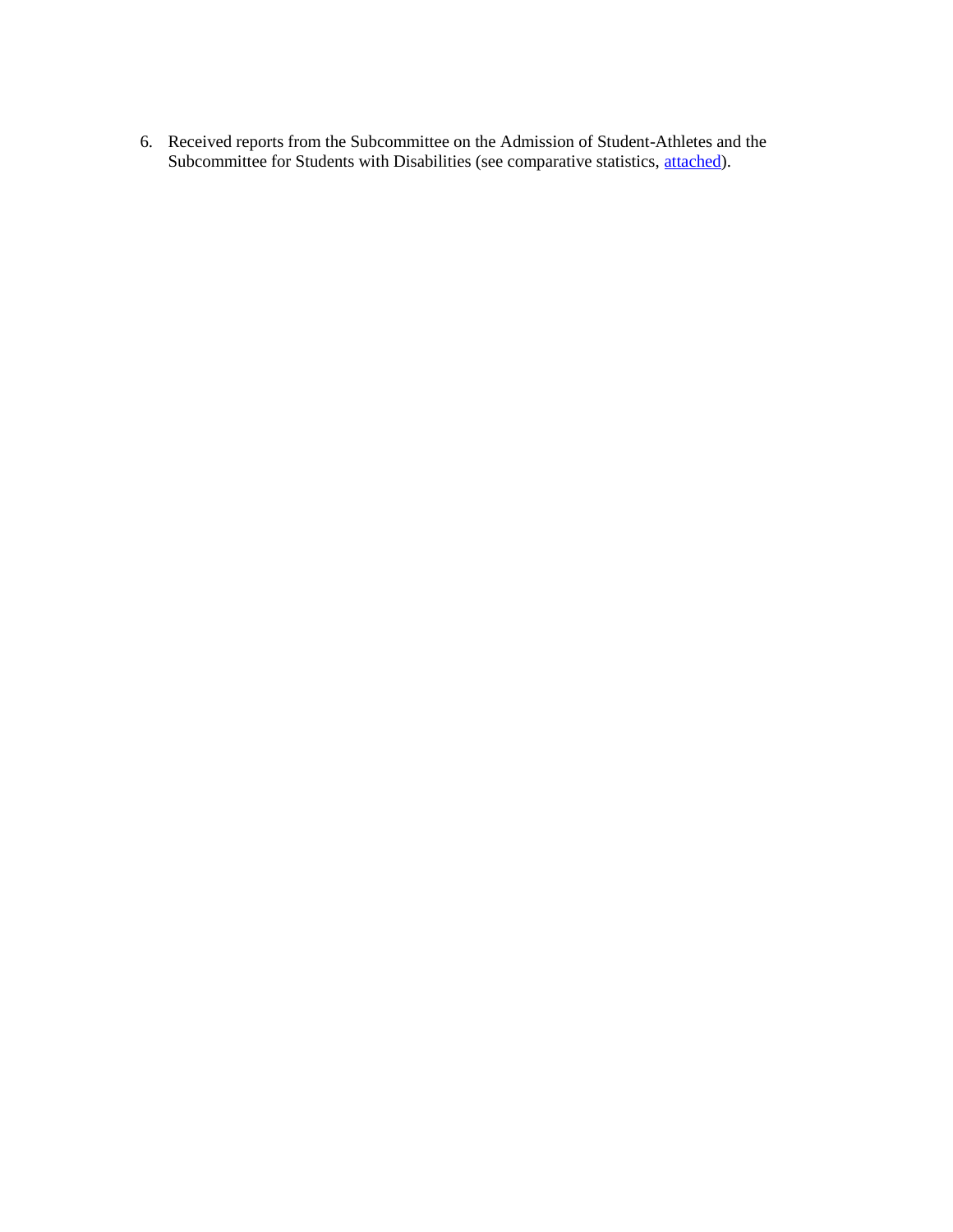6. Received reports from the Subcommittee on the Admission of Student-Athletes and the Subcommittee for Students with Disabilities (see comparative statistics, attached).